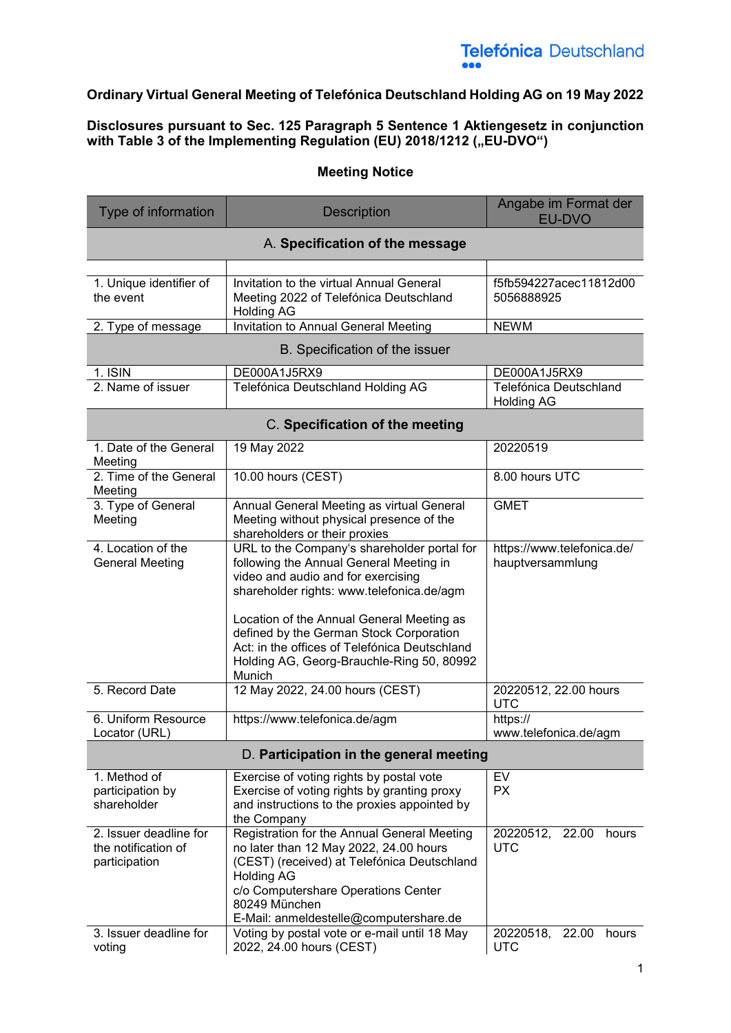Telefónica Deutschland

**Ordinary Virtual General Meeting of Telefónica Deutschland Holding AG on 19 May 2022**

**Disclosures pursuant to Sec. 125 Paragraph 5 Sentence 1 Aktiengesetz in conjunction with Table 3 of the Implementing Regulation (EU) 2018/1212 („EU-DVO")**

**Meeting Notice**

| Type of information | Description | Angabe im Format der EU-DVO |
|---|---|---|
| | **A. Specification of the message** | |
| | | |
| 1. Unique identifier of the event | Invitation to the virtual Annual General Meeting 2022 of Telefónica Deutschland Holding AG | f5fb594227acec11812d00 5056888925 |
| 2. Type of message | Invitation to Annual General Meeting | NEWM |
| | B. Specification of the issuer | |
| 1. ISIN | DE000A1J5RX9 | DE000A1J5RX9 |
| 2. Name of issuer | Telefónica Deutschland Holding AG | Telefónica Deutschland Holding AG |
| | C. **Specification of the meeting** | |
| 1. Date of the General Meeting | 19 May 2022 | 20220519 |
| 2. Time of the General Meeting | 10.00 hours (CEST) | 8.00 hours UTC |
| 3. Type of General Meeting | Annual General Meeting as virtual General Meeting without physical presence of the shareholders or their proxies | GMET |
| 4. Location of the General Meeting | URL to the Company's shareholder portal for following the Annual General Meeting in video and audio and for exercising shareholder rights: www.telefonica.de/agm<br><br>Location of the Annual General Meeting as defined by the German Stock Corporation Act: in the offices of Telefónica Deutschland Holding AG, Georg-Brauchle-Ring 50, 80992 Munich | https://www.telefonica.de/hauptversammlung |
| 5. Record Date | 12 May 2022, 24.00 hours (CEST) | 20220512, 22.00 hours UTC |
| 6. Uniform Resource Locator (URL) | https://www.telefonica.de/agm | https://www.telefonica.de/agm |
| | D. **Participation in the general meeting** | |
| 1. Method of participation by shareholder | Exercise of voting rights by postal vote<br>Exercise of voting rights by granting proxy and instructions to the proxies appointed by the Company | EV<br>PX |
| 2. Issuer deadline for the notification of participation | Registration for the Annual General Meeting no later than 12 May 2022, 24.00 hours (CEST) (received) at Telefónica Deutschland Holding AG<br>c/o Computershare Operations Center<br>80249 München<br>E-Mail: anmeldestelle@computershare.de | 20220512, 22.00 hours UTC |
| 3. Issuer deadline for voting | Voting by postal vote or e-mail until 18 May 2022, 24.00 hours (CEST) | 20220518, 22.00 hours UTC |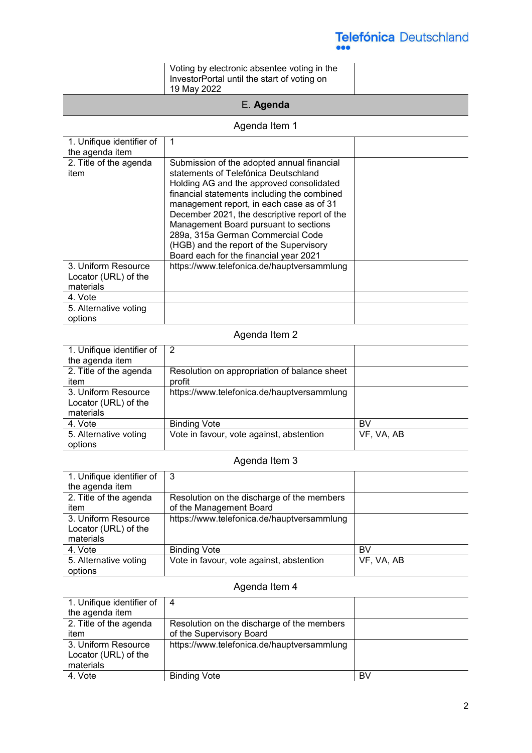| | Voting by electronic absentee voting in the InvestorPortal until the start of voting on 19 May 2022 | |
|---|---|---|

## E. **Agenda**

### Agenda Item 1

| | | |
|---|---|---|
| 1. Unifique identifier of the agenda item | 1 | |
| 2. Title of the agenda item | Submission of the adopted annual financial statements of Telefónica Deutschland Holding AG and the approved consolidated financial statements including the combined management report, in each case as of 31 December 2021, the descriptive report of the Management Board pursuant to sections 289a, 315a German Commercial Code (HGB) and the report of the Supervisory Board each for the financial year 2021 | |
| 3. Uniform Resource Locator (URL) of the materials | https://www.telefonica.de/hauptversammlung | |
| 4. Vote | | |
| 5. Alternative voting options | | |

### Agenda Item 2

| | | |
|---|---|---|
| 1. Unifique identifier of the agenda item | 2 | |
| 2. Title of the agenda item | Resolution on appropriation of balance sheet profit | |
| 3. Uniform Resource Locator (URL) of the materials | https://www.telefonica.de/hauptversammlung | |
| 4. Vote | Binding Vote | BV |
| 5. Alternative voting options | Vote in favour, vote against, abstention | VF, VA, AB |

### Agenda Item 3

| | | |
|---|---|---|
| 1. Unifique identifier of the agenda item | 3 | |
| 2. Title of the agenda item | Resolution on the discharge of the members of the Management Board | |
| 3. Uniform Resource Locator (URL) of the materials | https://www.telefonica.de/hauptversammlung | |
| 4. Vote | Binding Vote | BV |
| 5. Alternative voting options | Vote in favour, vote against, abstention | VF, VA, AB |

### Agenda Item 4

| | | |
|---|---|---|
| 1. Unifique identifier of the agenda item | 4 | |
| 2. Title of the agenda item | Resolution on the discharge of the members of the Supervisory Board | |
| 3. Uniform Resource Locator (URL) of the materials | https://www.telefonica.de/hauptversammlung | |
| 4. Vote | Binding Vote | BV |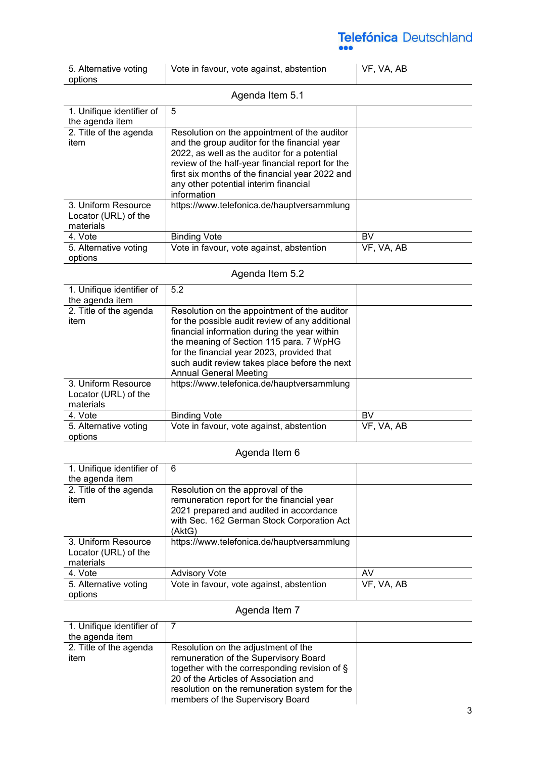| | | |
|---|---|---|
| 5. Alternative voting options | Vote in favour, vote against, abstention | VF, VA, AB |

Agenda Item 5.1

| | | |
|---|---|---|
| 1. Unifique identifier of the agenda item | 5 | |
| 2. Title of the agenda item | Resolution on the appointment of the auditor and the group auditor for the financial year 2022, as well as the auditor for a potential review of the half-year financial report for the first six months of the financial year 2022 and any other potential interim financial information | |
| 3. Uniform Resource Locator (URL) of the materials | https://www.telefonica.de/hauptversammlung | |
| 4. Vote | Binding Vote | BV |
| 5. Alternative voting options | Vote in favour, vote against, abstention | VF, VA, AB |

Agenda Item 5.2

| | | |
|---|---|---|
| 1. Unifique identifier of the agenda item | 5.2 | |
| 2. Title of the agenda item | Resolution on the appointment of the auditor for the possible audit review of any additional financial information during the year within the meaning of Section 115 para. 7 WpHG for the financial year 2023, provided that such audit review takes place before the next Annual General Meeting | |
| 3. Uniform Resource Locator (URL) of the materials | https://www.telefonica.de/hauptversammlung | |
| 4. Vote | Binding Vote | BV |
| 5. Alternative voting options | Vote in favour, vote against, abstention | VF, VA, AB |

Agenda Item 6

| | | |
|---|---|---|
| 1. Unifique identifier of the agenda item | 6 | |
| 2. Title of the agenda item | Resolution on the approval of the remuneration report for the financial year 2021 prepared and audited in accordance with Sec. 162 German Stock Corporation Act (AktG) | |
| 3. Uniform Resource Locator (URL) of the materials | https://www.telefonica.de/hauptversammlung | |
| 4. Vote | Advisory Vote | AV |
| 5. Alternative voting options | Vote in favour, vote against, abstention | VF, VA, AB |

Agenda Item 7

| | | |
|---|---|---|
| 1. Unifique identifier of the agenda item | 7 | |
| 2. Title of the agenda item | Resolution on the adjustment of the remuneration of the Supervisory Board together with the corresponding revision of § 20 of the Articles of Association and resolution on the remuneration system for the members of the Supervisory Board | |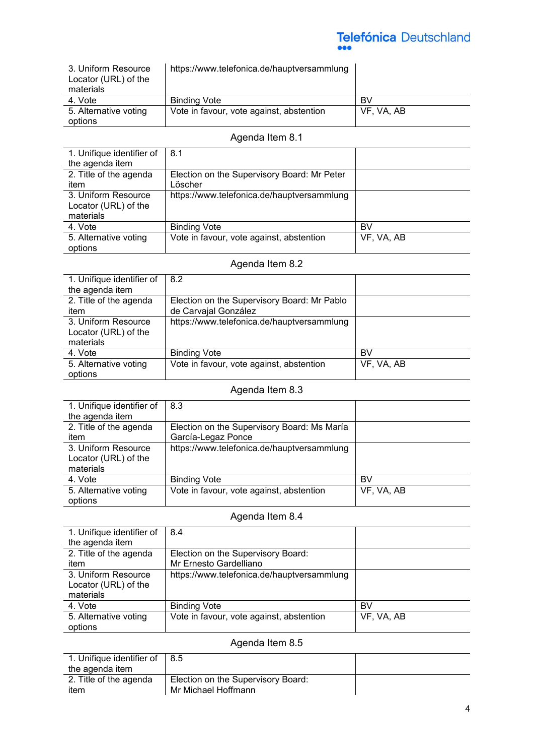| | | |
|---|---|---|
| 3. Uniform Resource Locator (URL) of the materials | https://www.telefonica.de/hauptversammlung | |
| 4. Vote | Binding Vote | BV |
| 5. Alternative voting options | Vote in favour, vote against, abstention | VF, VA, AB |

Agenda Item 8.1

| | | |
|---|---|---|
| 1. Unifique identifier of the agenda item | 8.1 | |
| 2. Title of the agenda item | Election on the Supervisory Board: Mr Peter Löscher | |
| 3. Uniform Resource Locator (URL) of the materials | https://www.telefonica.de/hauptversammlung | |
| 4. Vote | Binding Vote | BV |
| 5. Alternative voting options | Vote in favour, vote against, abstention | VF, VA, AB |

Agenda Item 8.2

| | | |
|---|---|---|
| 1. Unifique identifier of the agenda item | 8.2 | |
| 2. Title of the agenda item | Election on the Supervisory Board: Mr Pablo de Carvajal González | |
| 3. Uniform Resource Locator (URL) of the materials | https://www.telefonica.de/hauptversammlung | |
| 4. Vote | Binding Vote | BV |
| 5. Alternative voting options | Vote in favour, vote against, abstention | VF, VA, AB |

Agenda Item 8.3

| | | |
|---|---|---|
| 1. Unifique identifier of the agenda item | 8.3 | |
| 2. Title of the agenda item | Election on the Supervisory Board: Ms María García-Legaz Ponce | |
| 3. Uniform Resource Locator (URL) of the materials | https://www.telefonica.de/hauptversammlung | |
| 4. Vote | Binding Vote | BV |
| 5. Alternative voting options | Vote in favour, vote against, abstention | VF, VA, AB |

Agenda Item 8.4

| | | |
|---|---|---|
| 1. Unifique identifier of the agenda item | 8.4 | |
| 2. Title of the agenda item | Election on the Supervisory Board: Mr Ernesto Gardelliano | |
| 3. Uniform Resource Locator (URL) of the materials | https://www.telefonica.de/hauptversammlung | |
| 4. Vote | Binding Vote | BV |
| 5. Alternative voting options | Vote in favour, vote against, abstention | VF, VA, AB |

Agenda Item 8.5

| | | |
|---|---|---|
| 1. Unifique identifier of the agenda item | 8.5 | |
| 2. Title of the agenda item | Election on the Supervisory Board: Mr Michael Hoffmann | |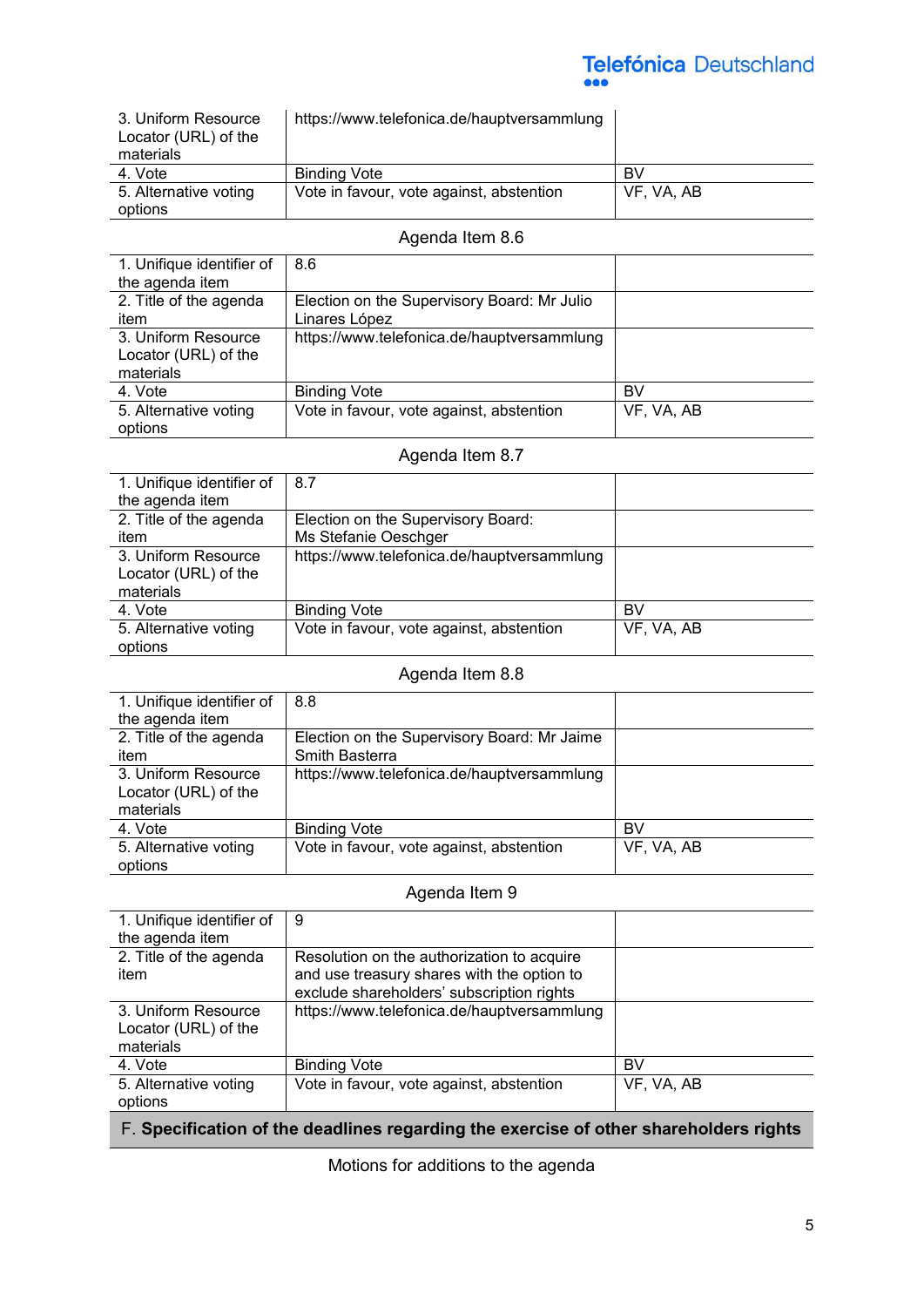| | | |
|---|---|---|
| 3. Uniform Resource Locator (URL) of the materials | https://www.telefonica.de/hauptversammlung | |
| 4. Vote | Binding Vote | BV |
| 5. Alternative voting options | Vote in favour, vote against, abstention | VF, VA, AB |

Agenda Item 8.6

| | | |
|---|---|---|
| 1. Unifique identifier of the agenda item | 8.6 | |
| 2. Title of the agenda item | Election on the Supervisory Board: Mr Julio Linares López | |
| 3. Uniform Resource Locator (URL) of the materials | https://www.telefonica.de/hauptversammlung | |
| 4. Vote | Binding Vote | BV |
| 5. Alternative voting options | Vote in favour, vote against, abstention | VF, VA, AB |

Agenda Item 8.7

| | | |
|---|---|---|
| 1. Unifique identifier of the agenda item | 8.7 | |
| 2. Title of the agenda item | Election on the Supervisory Board: Ms Stefanie Oeschger | |
| 3. Uniform Resource Locator (URL) of the materials | https://www.telefonica.de/hauptversammlung | |
| 4. Vote | Binding Vote | BV |
| 5. Alternative voting options | Vote in favour, vote against, abstention | VF, VA, AB |

Agenda Item 8.8

| | | |
|---|---|---|
| 1. Unifique identifier of the agenda item | 8.8 | |
| 2. Title of the agenda item | Election on the Supervisory Board: Mr Jaime Smith Basterra | |
| 3. Uniform Resource Locator (URL) of the materials | https://www.telefonica.de/hauptversammlung | |
| 4. Vote | Binding Vote | BV |
| 5. Alternative voting options | Vote in favour, vote against, abstention | VF, VA, AB |

Agenda Item 9

| | | |
|---|---|---|
| 1. Unifique identifier of the agenda item | 9 | |
| 2. Title of the agenda item | Resolution on the authorization to acquire and use treasury shares with the option to exclude shareholders' subscription rights | |
| 3. Uniform Resource Locator (URL) of the materials | https://www.telefonica.de/hauptversammlung | |
| 4. Vote | Binding Vote | BV |
| 5. Alternative voting options | Vote in favour, vote against, abstention | VF, VA, AB |

## F. Specification of the deadlines regarding the exercise of other shareholders rights

Motions for additions to the agenda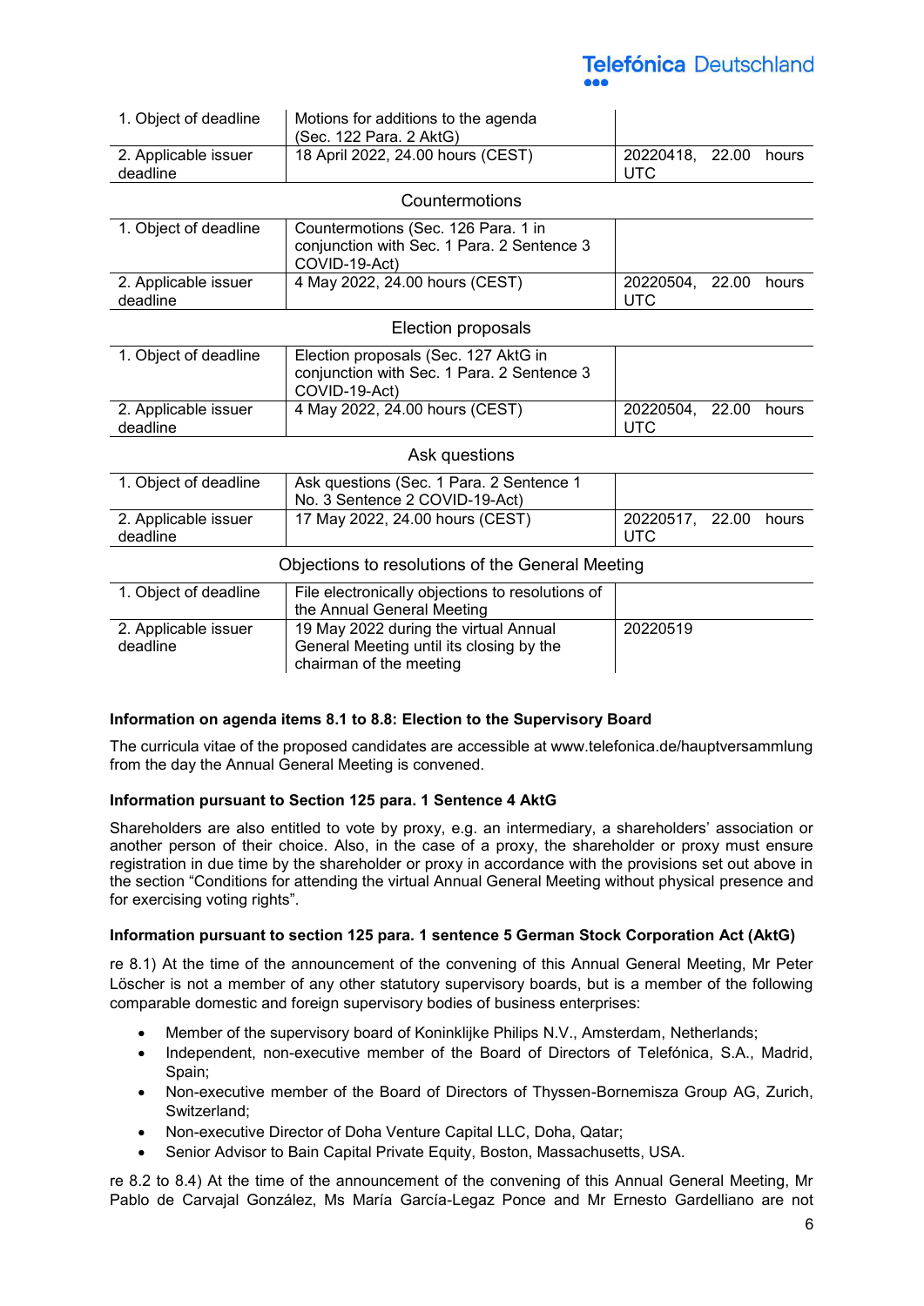| 1. Object of deadline | Motions for additions to the agenda (Sec. 122 Para. 2 AktG) | |
|---|---|---|
| 2. Applicable issuer deadline | 18 April 2022, 24.00 hours (CEST) | 20220418, 22.00 hours UTC |

Countermotions

| 1. Object of deadline | Countermotions (Sec. 126 Para. 1 in conjunction with Sec. 1 Para. 2 Sentence 3 COVID-19-Act) | |
|---|---|---|
| 2. Applicable issuer deadline | 4 May 2022, 24.00 hours (CEST) | 20220504, 22.00 hours UTC |

Election proposals

| 1. Object of deadline | Election proposals (Sec. 127 AktG in conjunction with Sec. 1 Para. 2 Sentence 3 COVID-19-Act) | |
|---|---|---|
| 2. Applicable issuer deadline | 4 May 2022, 24.00 hours (CEST) | 20220504, 22.00 hours UTC |

Ask questions

| 1. Object of deadline | Ask questions (Sec. 1 Para. 2 Sentence 1 No. 3 Sentence 2 COVID-19-Act) | |
|---|---|---|
| 2. Applicable issuer deadline | 17 May 2022, 24.00 hours (CEST) | 20220517, 22.00 hours UTC |

Objections to resolutions of the General Meeting

| 1. Object of deadline | File electronically objections to resolutions of the Annual General Meeting | |
|---|---|---|
| 2. Applicable issuer deadline | 19 May 2022 during the virtual Annual General Meeting until its closing by the chairman of the meeting | 20220519 |

**Information on agenda items 8.1 to 8.8: Election to the Supervisory Board**

The curricula vitae of the proposed candidates are accessible at www.telefonica.de/hauptversammlung from the day the Annual General Meeting is convened.

**Information pursuant to Section 125 para. 1 Sentence 4 AktG**

Shareholders are also entitled to vote by proxy, e.g. an intermediary, a shareholders' association or another person of their choice. Also, in the case of a proxy, the shareholder or proxy must ensure registration in due time by the shareholder or proxy in accordance with the provisions set out above in the section "Conditions for attending the virtual Annual General Meeting without physical presence and for exercising voting rights".

**Information pursuant to section 125 para. 1 sentence 5 German Stock Corporation Act (AktG)**

re 8.1) At the time of the announcement of the convening of this Annual General Meeting, Mr Peter Löscher is not a member of any other statutory supervisory boards, but is a member of the following comparable domestic and foreign supervisory bodies of business enterprises:

- Member of the supervisory board of Koninklijke Philips N.V., Amsterdam, Netherlands;
- Independent, non-executive member of the Board of Directors of Telefónica, S.A., Madrid, Spain;
- Non-executive member of the Board of Directors of Thyssen-Bornemisza Group AG, Zurich, Switzerland;
- Non-executive Director of Doha Venture Capital LLC, Doha, Qatar;
- Senior Advisor to Bain Capital Private Equity, Boston, Massachusetts, USA.

re 8.2 to 8.4) At the time of the announcement of the convening of this Annual General Meeting, Mr Pablo de Carvajal González, Ms María García-Legaz Ponce and Mr Ernesto Gardelliano are not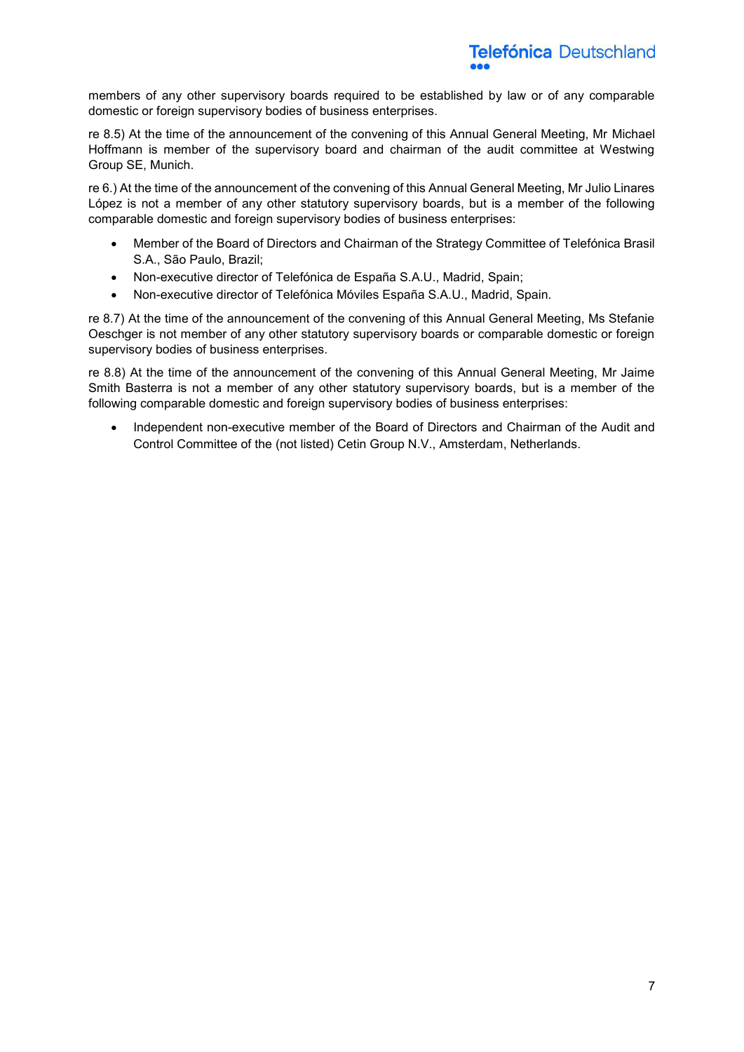members of any other supervisory boards required to be established by law or of any comparable domestic or foreign supervisory bodies of business enterprises.

re 8.5) At the time of the announcement of the convening of this Annual General Meeting, Mr Michael Hoffmann is member of the supervisory board and chairman of the audit committee at Westwing Group SE, Munich.

re 6.) At the time of the announcement of the convening of this Annual General Meeting, Mr Julio Linares López is not a member of any other statutory supervisory boards, but is a member of the following comparable domestic and foreign supervisory bodies of business enterprises:

- Member of the Board of Directors and Chairman of the Strategy Committee of Telefónica Brasil S.A., São Paulo, Brazil;
- Non-executive director of Telefónica de España S.A.U., Madrid, Spain;
- Non-executive director of Telefónica Móviles España S.A.U., Madrid, Spain.

re 8.7) At the time of the announcement of the convening of this Annual General Meeting, Ms Stefanie Oeschger is not member of any other statutory supervisory boards or comparable domestic or foreign supervisory bodies of business enterprises.

re 8.8) At the time of the announcement of the convening of this Annual General Meeting, Mr Jaime Smith Basterra is not a member of any other statutory supervisory boards, but is a member of the following comparable domestic and foreign supervisory bodies of business enterprises:

- Independent non-executive member of the Board of Directors and Chairman of the Audit and Control Committee of the (not listed) Cetin Group N.V., Amsterdam, Netherlands.